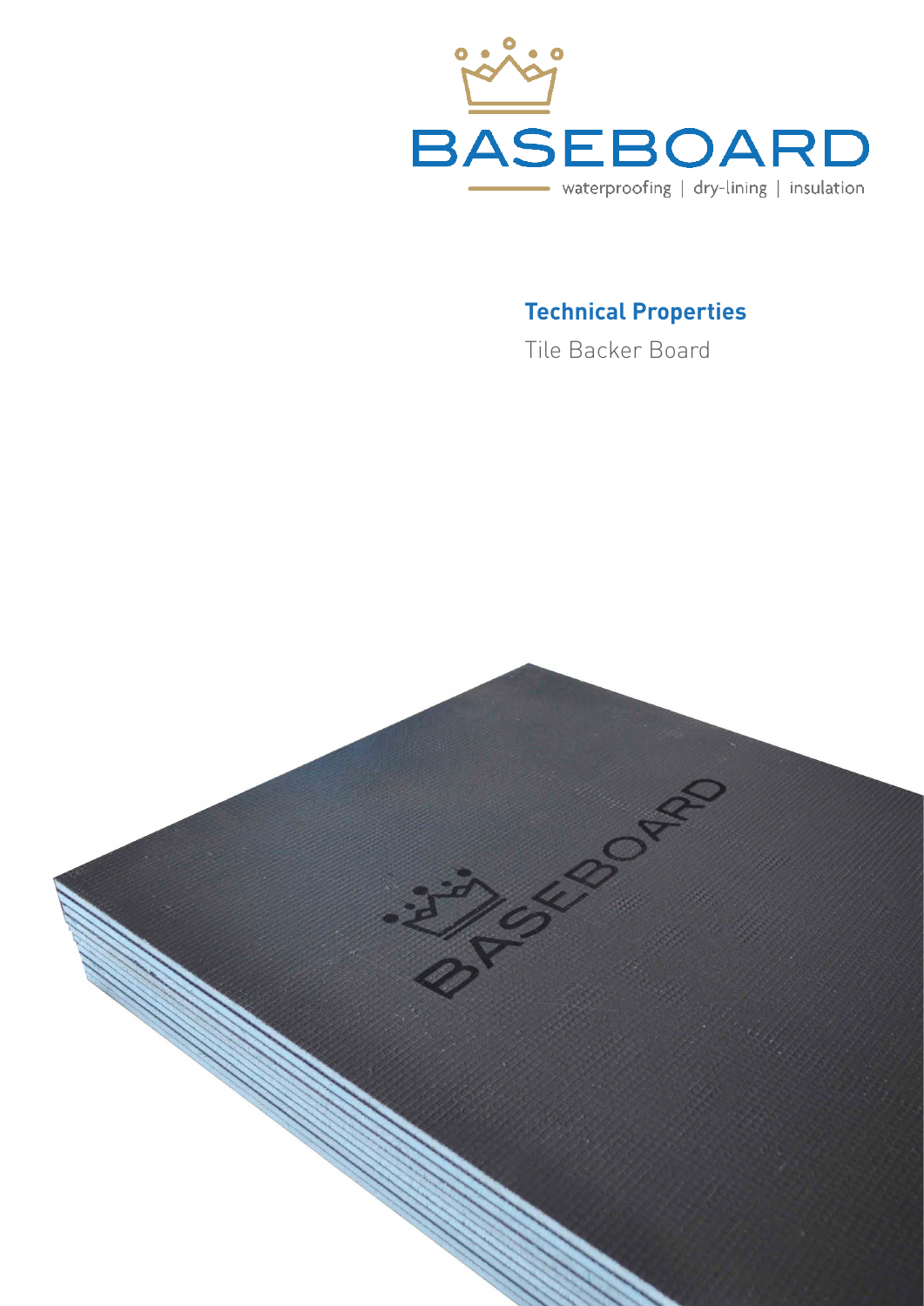BASEBOARD

waterproofing | dry-lining | insulation

# Technical Properties

Tile Backer Board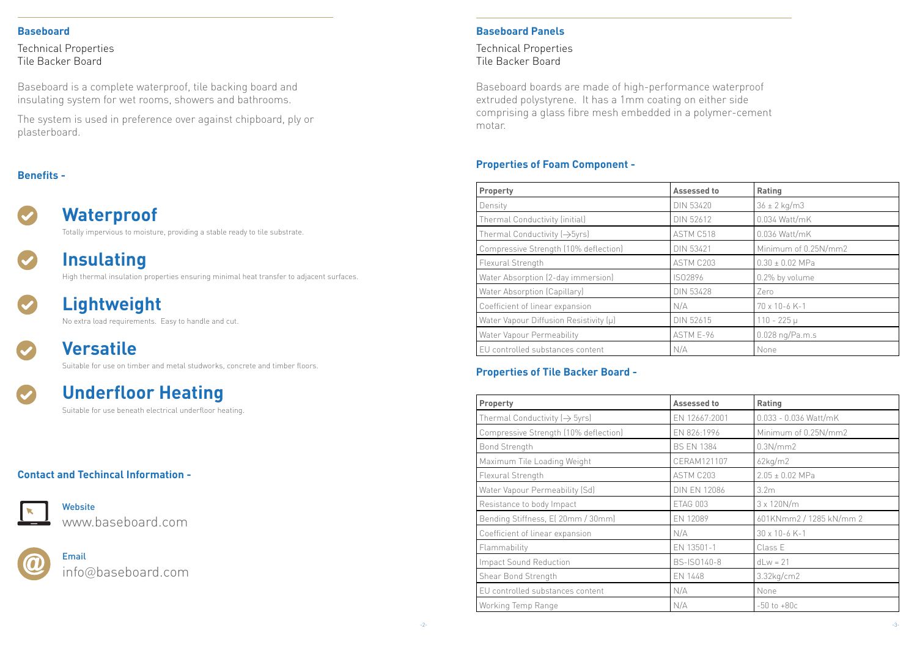## Baseboard

Technical Properties
Tile Backer Board

Baseboard is a complete waterproof, tile backing board and insulating system for wet rooms, showers and bathrooms.

The system is used in preference over against chipboard, ply or plasterboard.

### Benefits -

#### Waterproof

Totally impervious to moisture, providing a stable ready to tile substrate.

#### Insulating

High thermal insulation properties ensuring minimal heat transfer to adjacent surfaces.

#### Lightweight

No extra load requirements. Easy to handle and cut.

#### Versatile

Suitable for use on timber and metal studworks, concrete and timber floors.

#### Underfloor Heating

Suitable for use beneath electrical underfloor heating.

### Contact and Techincal Information -

**Website**
www.baseboard.com

**Email**
info@baseboard.com

## Baseboard Panels

Technical Properties
Tile Backer Board

Baseboard boards are made of high-performance waterproof extruded polystyrene. It has a 1mm coating on either side comprising a glass fibre mesh embedded in a polymer-cement motar.

### Properties of Foam Component -

| Property | Assessed to | Rating |
|---|---|---|
| Density | DIN 53420 | 36 ± 2 kg/m3 |
| Thermal Conductivity (initial) | DIN 52612 | 0.034 Watt/mK |
| Thermal Conductivity (→5yrs) | ASTM C518 | 0.036 Watt/mK |
| Compressive Strength (10% deflection) | DIN 53421 | Minimum of 0.25N/mm2 |
| Flexural Strength | ASTM C203 | 0.30 ± 0.02 MPa |
| Water Absorption (2-day immersion) | ISO2896 | 0.2% by volume |
| Water Absorption (Capillary) | DIN 53428 | Zero |
| Coefficient of linear expansion | N/A | 70 x 10-6 K-1 |
| Water Vapour Diffusion Resistivity (μ) | DIN 52615 | 110 - 225 μ |
| Water Vapour Permeability | ASTM E-96 | 0.028 ng/Pa.m.s |
| EU controlled substances content | N/A | None |

### Properties of Tile Backer Board -

| Property | Assessed to | Rating |
|---|---|---|
| Thermal Conductivity (→ 5yrs) | EN 12667:2001 | 0.033 - 0.036 Watt/mK |
| Compressive Strength (10% deflection) | EN 826:1996 | Minimum of 0.25N/mm2 |
| Bond Strength | BS EN 1384 | 0.3N/mm2 |
| Maximum Tile Loading Weight | CERAM121107 | 62kg/m2 |
| Flexural Strength | ASTM C203 | 2.05 ± 0.02 MPa |
| Water Vapour Permeability (Sd) | DIN EN 12086 | 3.2m |
| Resistance to body Impact | ETAG 003 | 3 x 120N/m |
| Bending Stiffness, E( 20mm / 30mm) | EN 12089 | 601KNmm2 / 1285 kN/mm 2 |
| Coefficient of linear expansion | N/A | 30 x 10-6 K-1 |
| Flammability | EN 13501-1 | Class E |
| Impact Sound Reduction | BS-ISO140-8 | dLw = 21 |
| Shear Bond Strength | EN 1448 | 3.32kg/cm2 |
| EU controlled substances content | N/A | None |
| Working Temp Range | N/A | -50 to +80c |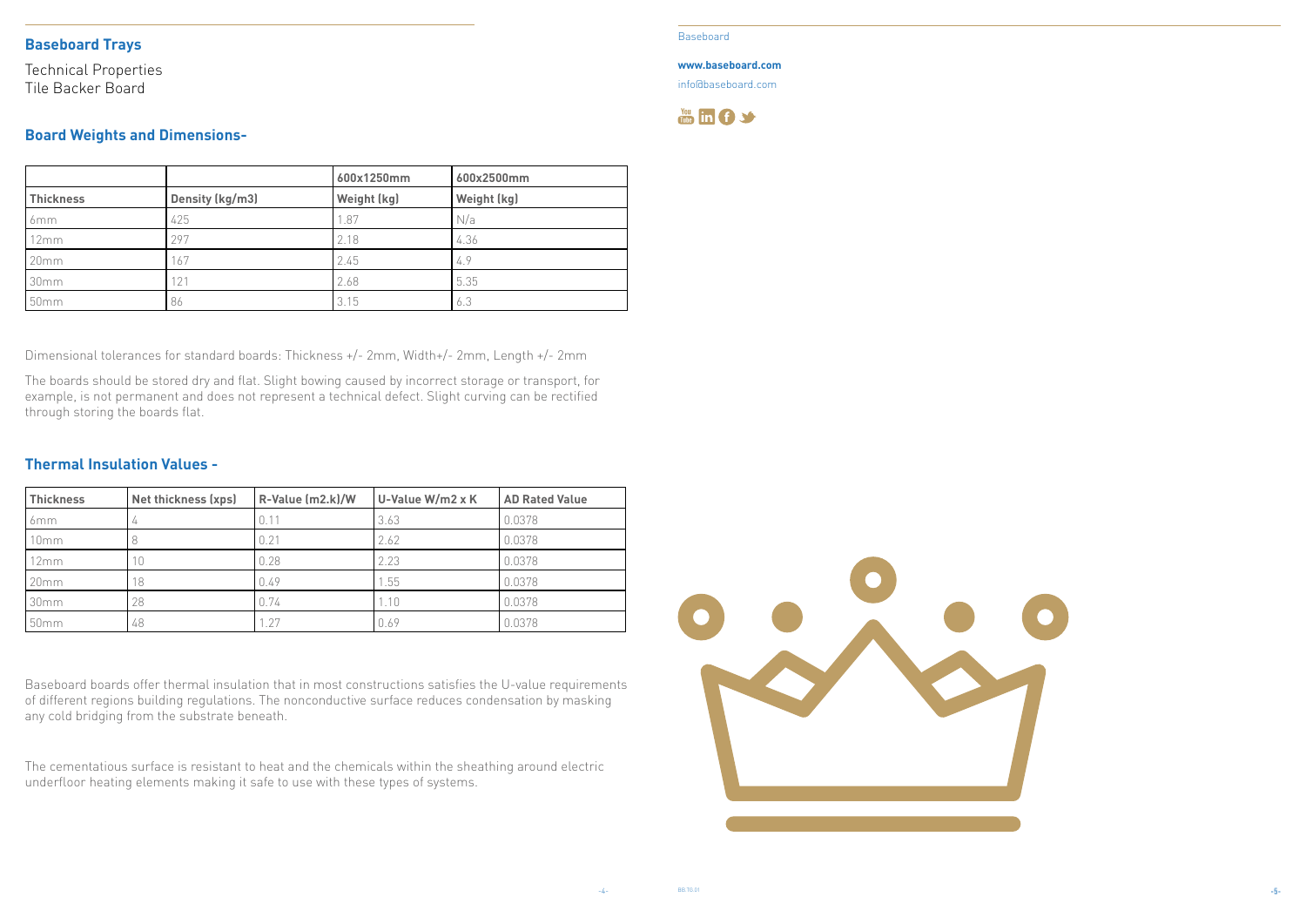## Baseboard Trays

Technical Properties
Tile Backer Board

## Board Weights and Dimensions-

| | | 600x1250mm | 600x2500mm |
|---|---|---|---|
| **Thickness** | **Density (kg/m3)** | **Weight (kg)** | **Weight (kg)** |
| 6mm | 425 | 1.87 | N/a |
| 12mm | 297 | 2.18 | 4.36 |
| 20mm | 167 | 2.45 | 4.9 |
| 30mm | 121 | 2.68 | 5.35 |
| 50mm | 86 | 3.15 | 6.3 |

Dimensional tolerances for standard boards: Thickness +/- 2mm, Width+/- 2mm, Length +/- 2mm

The boards should be stored dry and flat. Slight bowing caused by incorrect storage or transport, for example, is not permanent and does not represent a technical defect. Slight curving can be rectified through storing the boards flat.

## Thermal Insulation Values -

| Thickness | Net thickness (xps) | R-Value (m2.k)/W | U-Value W/m2 x K | AD Rated Value |
|---|---|---|---|---|
| 6mm | 4 | 0.11 | 3.63 | 0.0378 |
| 10mm | 8 | 0.21 | 2.62 | 0.0378 |
| 12mm | 10 | 0.28 | 2.23 | 0.0378 |
| 20mm | 18 | 0.49 | 1.55 | 0.0378 |
| 30mm | 28 | 0.74 | 1.10 | 0.0378 |
| 50mm | 48 | 1.27 | 0.69 | 0.0378 |

Baseboard boards offer thermal insulation that in most constructions satisfies the U-value requirements of different regions building regulations. The nonconductive surface reduces condensation by masking any cold bridging from the substrate beneath.

The cementatious surface is resistant to heat and the chemicals within the sheathing around electric underfloor heating elements making it safe to use with these types of systems.

Baseboard

**www.baseboard.com**

info@baseboard.com

BB.TG.01